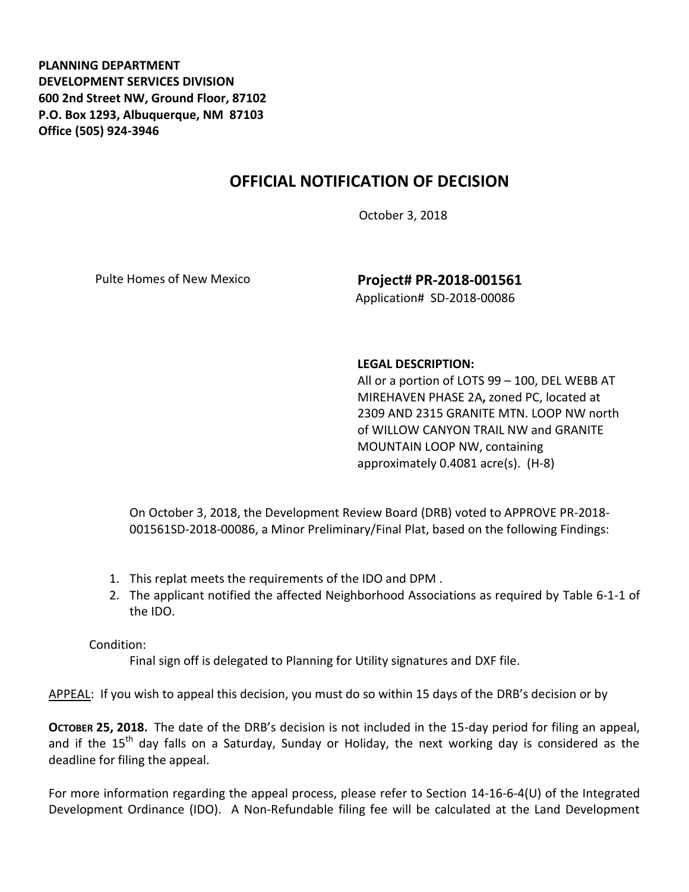**PLANNING DEPARTMENT**
**DEVELOPMENT SERVICES DIVISION**
**600 2nd Street NW, Ground Floor, 87102**
**P.O. Box 1293, Albuquerque, NM 87103**
**Office (505) 924-3946**

# OFFICIAL NOTIFICATION OF DECISION

October 3, 2018

Pulte Homes of New Mexico

**Project# PR-2018-001561**
Application# SD-2018-00086

**LEGAL DESCRIPTION:**
All or a portion of LOTS 99 – 100, DEL WEBB AT MIREHAVEN PHASE 2A**,** zoned PC, located at 2309 AND 2315 GRANITE MTN. LOOP NW north of WILLOW CANYON TRAIL NW and GRANITE MOUNTAIN LOOP NW, containing approximately 0.4081 acre(s). (H-8)

On October 3, 2018, the Development Review Board (DRB) voted to APPROVE PR-2018-001561SD-2018-00086, a Minor Preliminary/Final Plat, based on the following Findings:

1. This replat meets the requirements of the IDO and DPM .
2. The applicant notified the affected Neighborhood Associations as required by Table 6-1-1 of the IDO.

Condition:

Final sign off is delegated to Planning for Utility signatures and DXF file.

APPEAL: If you wish to appeal this decision, you must do so within 15 days of the DRB's decision or by

**OCTOBER 25, 2018.** The date of the DRB's decision is not included in the 15-day period for filing an appeal, and if the 15th day falls on a Saturday, Sunday or Holiday, the next working day is considered as the deadline for filing the appeal.

For more information regarding the appeal process, please refer to Section 14-16-6-4(U) of the Integrated Development Ordinance (IDO). A Non-Refundable filing fee will be calculated at the Land Development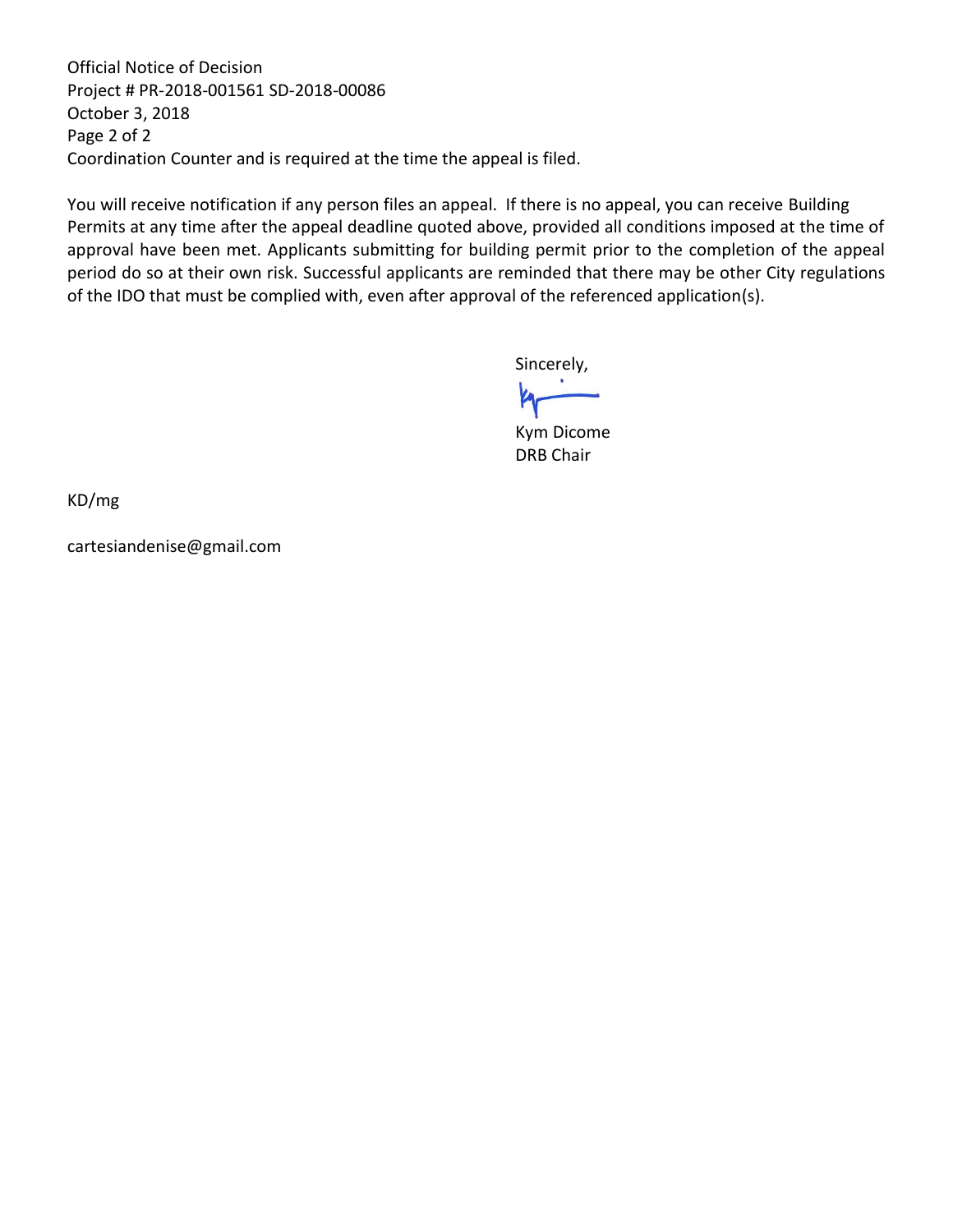Coordination Counter and is required at the time the appeal is filed.

You will receive notification if any person files an appeal. If there is no appeal, you can receive Building Permits at any time after the appeal deadline quoted above, provided all conditions imposed at the time of approval have been met. Applicants submitting for building permit prior to the completion of the appeal period do so at their own risk. Successful applicants are reminded that there may be other City regulations of the IDO that must be complied with, even after approval of the referenced application(s).

Sincerely,

Kym Dicome
DRB Chair

KD/mg

cartesiandenise@gmail.com